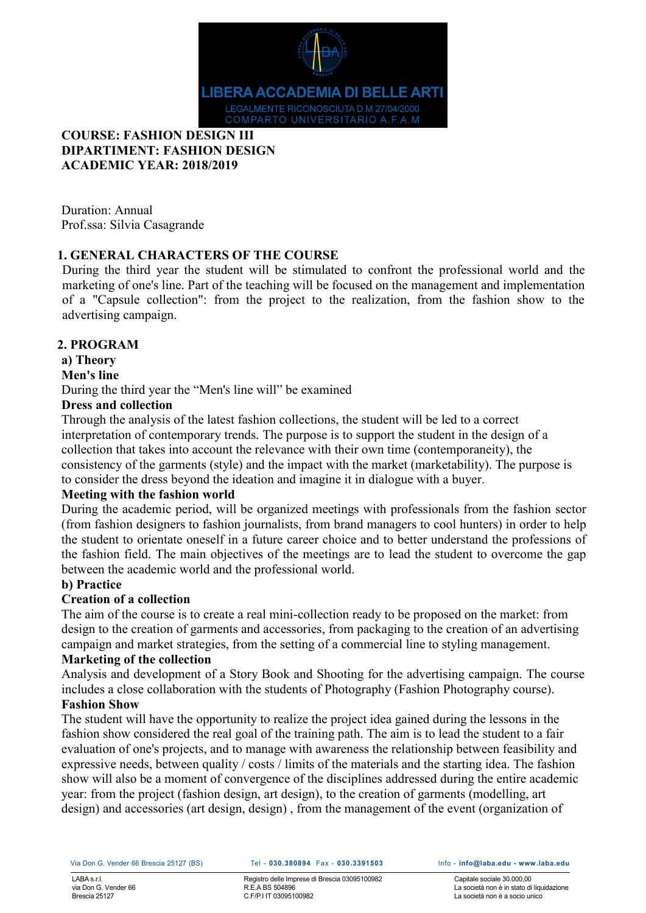LIBERA ACCADEMIA DI BELLE ARTI

LEGALMENTE RICONOSCIUTA D.M 27/04/2000
COMPARTO UNIVERSITARIO A.F.A.M

**COURSE: FASHION DESIGN III**
**DIPARTIMENT: FASHION DESIGN**
**ACADEMIC YEAR: 2018/2019**

Duration: Annual
Prof.ssa: Silvia Casagrande

## 1. GENERAL CHARACTERS OF THE COURSE

During the third year the student will be stimulated to confront the professional world and the marketing of one's line. Part of the teaching will be focused on the management and implementation of a "Capsule collection": from the project to the realization, from the fashion show to the advertising campaign.

## 2. PROGRAM

### a) Theory

**Men's line**

During the third year the "Men's line will" be examined

**Dress and collection**

Through the analysis of the latest fashion collections, the student will be led to a correct interpretation of contemporary trends. The purpose is to support the student in the design of a collection that takes into account the relevance with their own time (contemporaneity), the consistency of the garments (style) and the impact with the market (marketability). The purpose is to consider the dress beyond the ideation and imagine it in dialogue with a buyer.

**Meeting with the fashion world**

During the academic period, will be organized meetings with professionals from the fashion sector (from fashion designers to fashion journalists, from brand managers to cool hunters) in order to help the student to orientate oneself in a future career choice and to better understand the professions of the fashion field. The main objectives of the meetings are to lead the student to overcome the gap between the academic world and the professional world.

### b) Practice

**Creation of a collection**

The aim of the course is to create a real mini-collection ready to be proposed on the market: from design to the creation of garments and accessories, from packaging to the creation of an advertising campaign and market strategies, from the setting of a commercial line to styling management.

**Marketing of the collection**

Analysis and development of a Story Book and Shooting for the advertising campaign. The course includes a close collaboration with the students of Photography (Fashion Photography course).

**Fashion Show**

The student will have the opportunity to realize the project idea gained during the lessons in the fashion show considered the real goal of the training path. The aim is to lead the student to a fair evaluation of one's projects, and to manage with awareness the relationship between feasibility and expressive needs, between quality / costs / limits of the materials and the starting idea. The fashion show will also be a moment of convergence of the disciplines addressed during the entire academic year: from the project (fashion design, art design), to the creation of garments (modelling, art design) and accessories (art design, design) , from the management of the event (organization of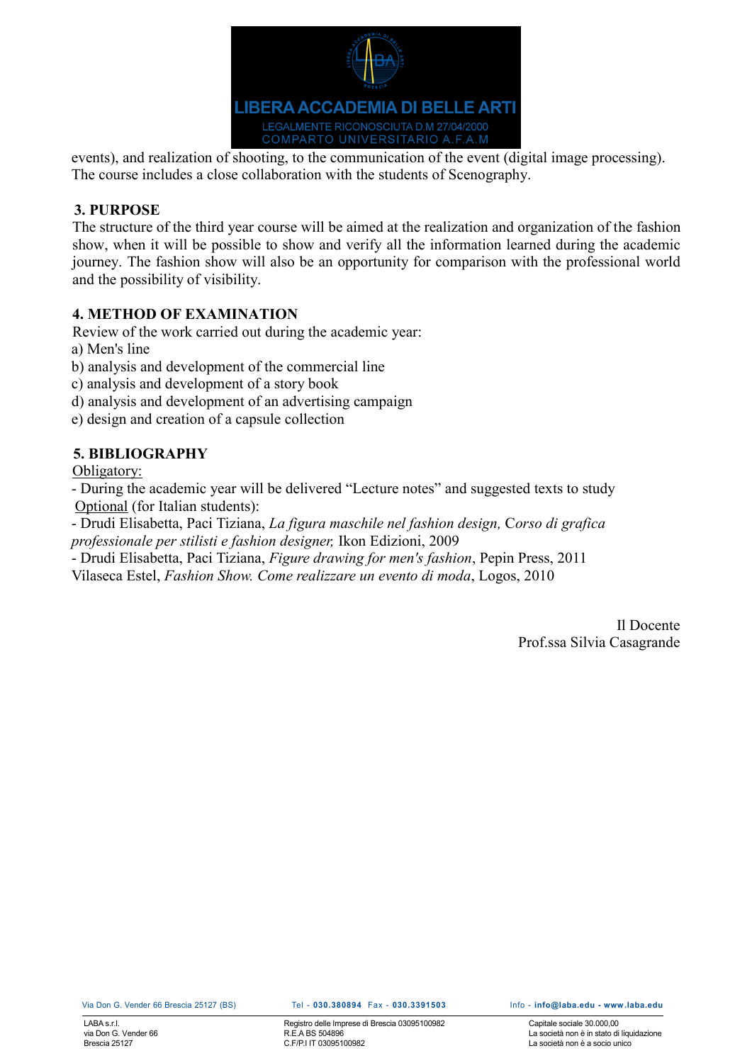events), and realization of shooting, to the communication of the event (digital image processing). The course includes a close collaboration with the students of Scenography.

## 3. PURPOSE

The structure of the third year course will be aimed at the realization and organization of the fashion show, when it will be possible to show and verify all the information learned during the academic journey. The fashion show will also be an opportunity for comparison with the professional world and the possibility of visibility.

## 4. METHOD OF EXAMINATION

Review of the work carried out during the academic year:

a) Men's line
b) analysis and development of the commercial line
c) analysis and development of a story book
d) analysis and development of an advertising campaign
e) design and creation of a capsule collection

## 5. BIBLIOGRAPHY

Obligatory:

- During the academic year will be delivered “Lecture notes” and suggested texts to study

Optional (for Italian students):

- Drudi Elisabetta, Paci Tiziana, *La figura maschile nel fashion design, Corso di grafica professionale per stilisti e fashion designer,* Ikon Edizioni, 2009
- Drudi Elisabetta, Paci Tiziana, *Figure drawing for men's fashion*, Pepin Press, 2011

Vilaseca Estel, *Fashion Show. Come realizzare un evento di moda*, Logos, 2010

Il Docente
Prof.ssa Silvia Casagrande